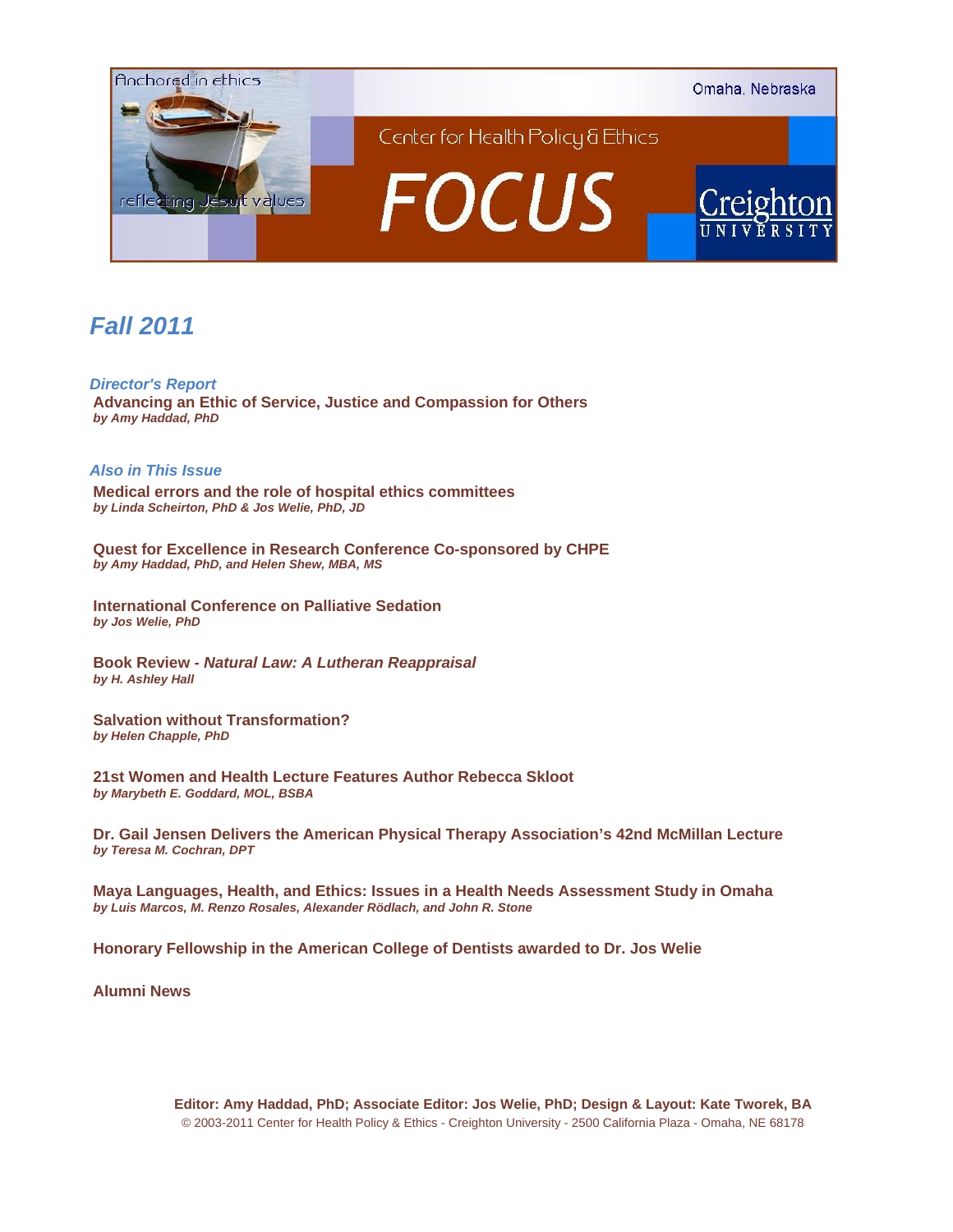Anchored in ethics

reflecting Jesuit values

Omaha, Nebraska

Center for Health Policy & Ethics

# FOCUS

Creighton UNIVERSITY

## Fall 2011

### *Director's Report*

**Advancing an Ethic of Service, Justice and Compassion for Others**
***by Amy Haddad, PhD***

### *Also in This Issue*

**Medical errors and the role of hospital ethics committees**
***by Linda Scheirton, PhD & Jos Welie, PhD, JD***

**Quest for Excellence in Research Conference Co-sponsored by CHPE**
***by Amy Haddad, PhD, and Helen Shew, MBA, MS***

**International Conference on Palliative Sedation**
***by Jos Welie, PhD***

**Book Review - *Natural Law: A Lutheran Reappraisal***
***by H. Ashley Hall***

**Salvation without Transformation?**
***by Helen Chapple, PhD***

**21st Women and Health Lecture Features Author Rebecca Skloot**
***by Marybeth E. Goddard, MOL, BSBA***

**Dr. Gail Jensen Delivers the American Physical Therapy Association's 42nd McMillan Lecture**
***by Teresa M. Cochran, DPT***

**Maya Languages, Health, and Ethics: Issues in a Health Needs Assessment Study in Omaha**
***by Luis Marcos, M. Renzo Rosales, Alexander Rödlach, and John R. Stone***

**Honorary Fellowship in the American College of Dentists awarded to Dr. Jos Welie**

**Alumni News**

**Editor: Amy Haddad, PhD; Associate Editor: Jos Welie, PhD; Design & Layout: Kate Tworek, BA**
© 2003-2011 Center for Health Policy & Ethics - Creighton University - 2500 California Plaza - Omaha, NE 68178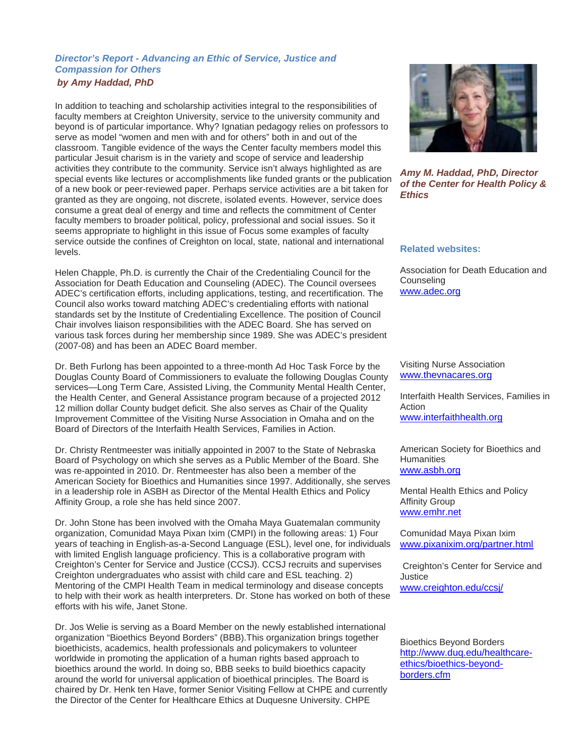### *Director's Report - Advancing an Ethic of Service, Justice and Compassion for Others*

***by Amy Haddad, PhD***

In addition to teaching and scholarship activities integral to the responsibilities of faculty members at Creighton University, service to the university community and beyond is of particular importance. Why? Ignatian pedagogy relies on professors to serve as model "women and men with and for others" both in and out of the classroom. Tangible evidence of the ways the Center faculty members model this particular Jesuit charism is in the variety and scope of service and leadership activities they contribute to the community. Service isn't always highlighted as are special events like lectures or accomplishments like funded grants or the publication of a new book or peer-reviewed paper. Perhaps service activities are a bit taken for granted as they are ongoing, not discrete, isolated events. However, service does consume a great deal of energy and time and reflects the commitment of Center faculty members to broader political, policy, professional and social issues. So it seems appropriate to highlight in this issue of Focus some examples of faculty service outside the confines of Creighton on local, state, national and international levels.

Helen Chapple, Ph.D. is currently the Chair of the Credentialing Council for the Association for Death Education and Counseling (ADEC). The Council oversees ADEC's certification efforts, including applications, testing, and recertification. The Council also works toward matching ADEC's credentialing efforts with national standards set by the Institute of Credentialing Excellence. The position of Council Chair involves liaison responsibilities with the ADEC Board. She has served on various task forces during her membership since 1989. She was ADEC's president (2007-08) and has been an ADEC Board member.

Dr. Beth Furlong has been appointed to a three-month Ad Hoc Task Force by the Douglas County Board of Commissioners to evaluate the following Douglas County services—Long Term Care, Assisted Living, the Community Mental Health Center, the Health Center, and General Assistance program because of a projected 2012 12 million dollar County budget deficit. She also serves as Chair of the Quality Improvement Committee of the Visiting Nurse Association in Omaha and on the Board of Directors of the Interfaith Health Services, Families in Action.

Dr. Christy Rentmeester was initially appointed in 2007 to the State of Nebraska Board of Psychology on which she serves as a Public Member of the Board. She was re-appointed in 2010. Dr. Rentmeester has also been a member of the American Society for Bioethics and Humanities since 1997. Additionally, she serves in a leadership role in ASBH as Director of the Mental Health Ethics and Policy Affinity Group, a role she has held since 2007.

Dr. John Stone has been involved with the Omaha Maya Guatemalan community organization, Comunidad Maya Pixan Ixim (CMPI) in the following areas: 1) Four years of teaching in English-as-a-Second Language (ESL), level one, for individuals with limited English language proficiency. This is a collaborative program with Creighton's Center for Service and Justice (CCSJ). CCSJ recruits and supervises Creighton undergraduates who assist with child care and ESL teaching. 2) Mentoring of the CMPI Health Team in medical terminology and disease concepts to help with their work as health interpreters. Dr. Stone has worked on both of these efforts with his wife, Janet Stone.

Dr. Jos Welie is serving as a Board Member on the newly established international organization "Bioethics Beyond Borders" (BBB).This organization brings together bioethicists, academics, health professionals and policymakers to volunteer worldwide in promoting the application of a human rights based approach to bioethics around the world. In doing so, BBB seeks to build bioethics capacity around the world for universal application of bioethical principles. The Board is chaired by Dr. Henk ten Have, former Senior Visiting Fellow at CHPE and currently the Director of the Center for Healthcare Ethics at Duquesne University. CHPE

***Amy M. Haddad, PhD, Director of the Center for Health Policy & Ethics***

**Related websites:**

Association for Death Education and Counseling
www.adec.org

Visiting Nurse Association
www.thevnacares.org

Interfaith Health Services, Families in Action
www.interfaithhealth.org

American Society for Bioethics and Humanities
www.asbh.org

Mental Health Ethics and Policy Affinity Group
www.emhr.net

Comunidad Maya Pixan Ixim
www.pixanixim.org/partner.html

Creighton's Center for Service and Justice
www.creighton.edu/ccsj/

Bioethics Beyond Borders
http://www.duq.edu/healthcare-ethics/bioethics-beyond-borders.cfm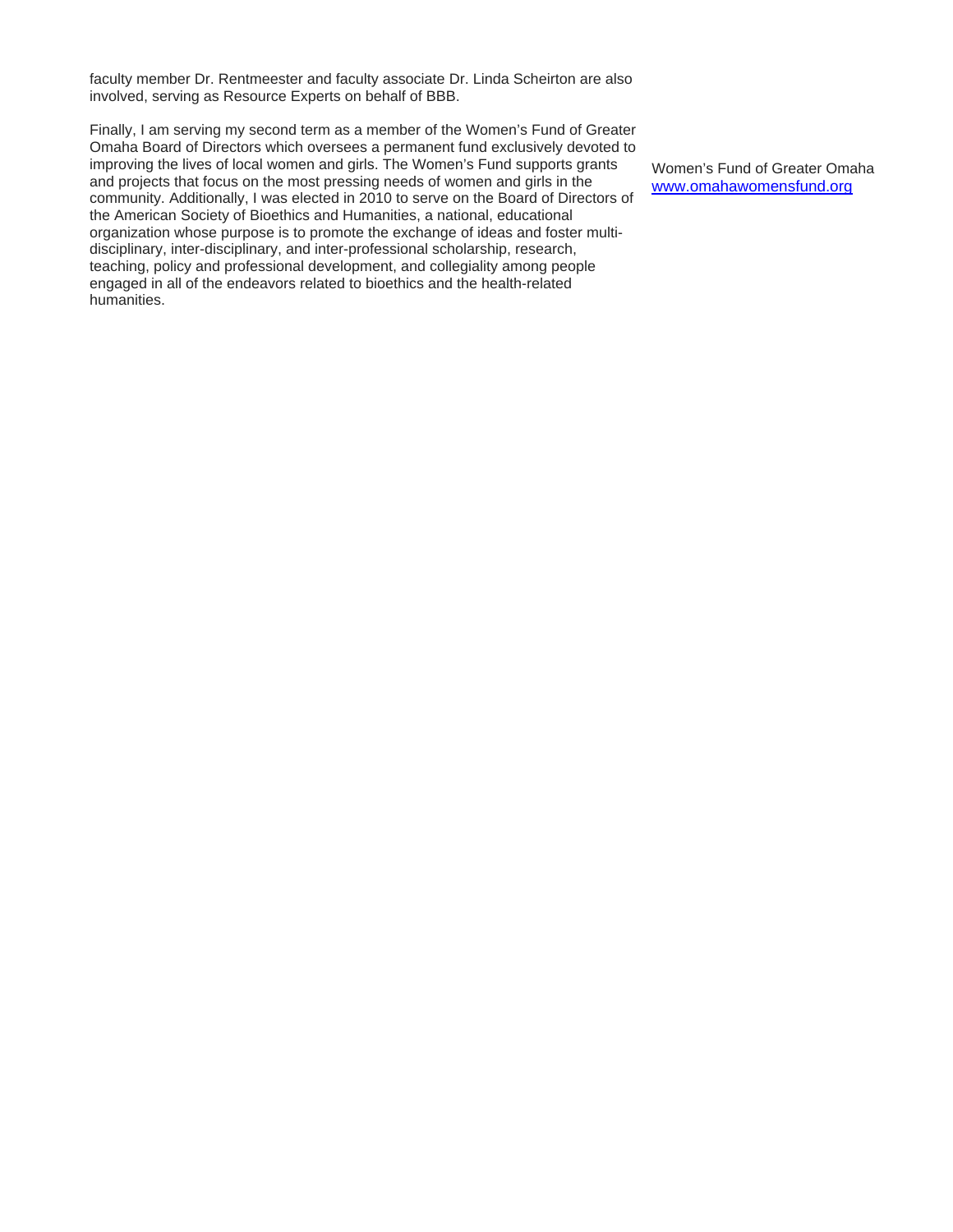faculty member Dr. Rentmeester and faculty associate Dr. Linda Scheirton are also involved, serving as Resource Experts on behalf of BBB.

Finally, I am serving my second term as a member of the Women's Fund of Greater Omaha Board of Directors which oversees a permanent fund exclusively devoted to improving the lives of local women and girls. The Women's Fund supports grants and projects that focus on the most pressing needs of women and girls in the community. Additionally, I was elected in 2010 to serve on the Board of Directors of the American Society of Bioethics and Humanities, a national, educational organization whose purpose is to promote the exchange of ideas and foster multi-disciplinary, inter-disciplinary, and inter-professional scholarship, research, teaching, policy and professional development, and collegiality among people engaged in all of the endeavors related to bioethics and the health-related humanities.

Women's Fund of Greater Omaha
[www.omahawomensfund.org](http://www.omahawomensfund.org)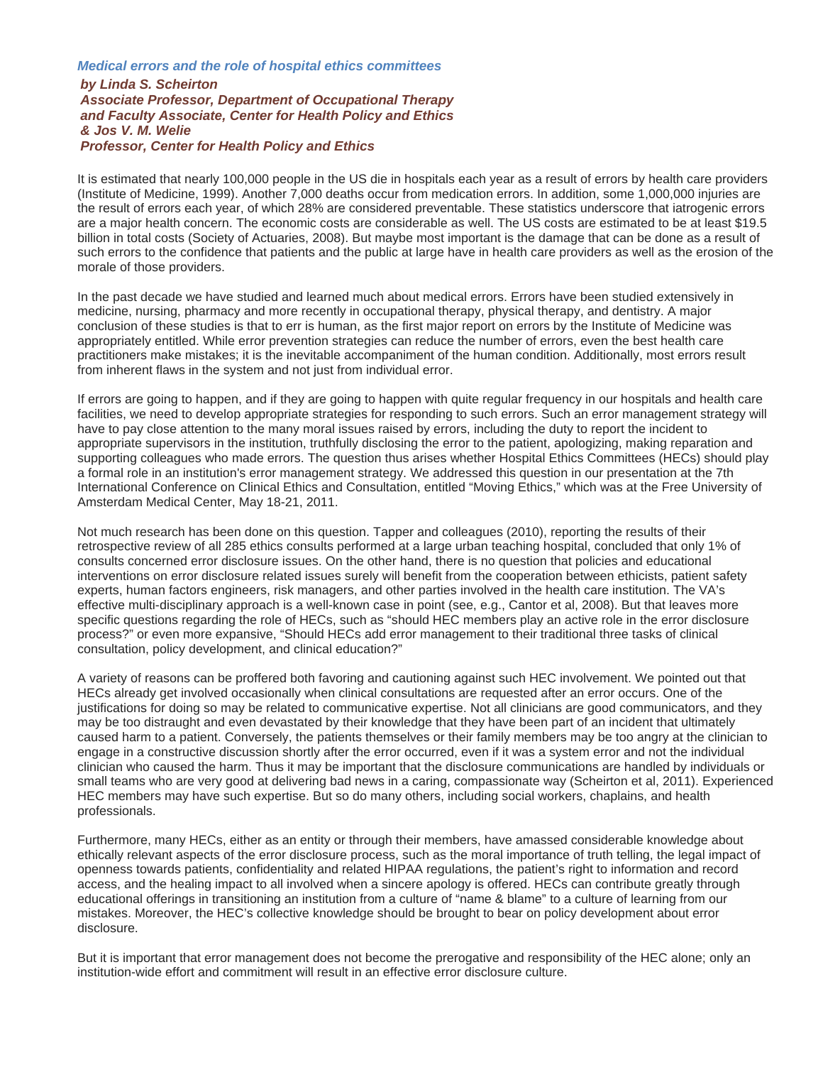## *Medical errors and the role of hospital ethics committees*

***by Linda S. Scheirton***
***Associate Professor, Department of Occupational Therapy and Faculty Associate, Center for Health Policy and Ethics***
***& Jos V. M. Welie***
***Professor, Center for Health Policy and Ethics***

It is estimated that nearly 100,000 people in the US die in hospitals each year as a result of errors by health care providers (Institute of Medicine, 1999). Another 7,000 deaths occur from medication errors. In addition, some 1,000,000 injuries are the result of errors each year, of which 28% are considered preventable. These statistics underscore that iatrogenic errors are a major health concern. The economic costs are considerable as well. The US costs are estimated to be at least $19.5 billion in total costs (Society of Actuaries, 2008). But maybe most important is the damage that can be done as a result of such errors to the confidence that patients and the public at large have in health care providers as well as the erosion of the morale of those providers.

In the past decade we have studied and learned much about medical errors. Errors have been studied extensively in medicine, nursing, pharmacy and more recently in occupational therapy, physical therapy, and dentistry. A major conclusion of these studies is that to err is human, as the first major report on errors by the Institute of Medicine was appropriately entitled. While error prevention strategies can reduce the number of errors, even the best health care practitioners make mistakes; it is the inevitable accompaniment of the human condition. Additionally, most errors result from inherent flaws in the system and not just from individual error.

If errors are going to happen, and if they are going to happen with quite regular frequency in our hospitals and health care facilities, we need to develop appropriate strategies for responding to such errors. Such an error management strategy will have to pay close attention to the many moral issues raised by errors, including the duty to report the incident to appropriate supervisors in the institution, truthfully disclosing the error to the patient, apologizing, making reparation and supporting colleagues who made errors. The question thus arises whether Hospital Ethics Committees (HECs) should play a formal role in an institution's error management strategy. We addressed this question in our presentation at the 7th International Conference on Clinical Ethics and Consultation, entitled "Moving Ethics," which was at the Free University of Amsterdam Medical Center, May 18-21, 2011.

Not much research has been done on this question. Tapper and colleagues (2010), reporting the results of their retrospective review of all 285 ethics consults performed at a large urban teaching hospital, concluded that only 1% of consults concerned error disclosure issues. On the other hand, there is no question that policies and educational interventions on error disclosure related issues surely will benefit from the cooperation between ethicists, patient safety experts, human factors engineers, risk managers, and other parties involved in the health care institution. The VA's effective multi-disciplinary approach is a well-known case in point (see, e.g., Cantor et al, 2008). But that leaves more specific questions regarding the role of HECs, such as "should HEC members play an active role in the error disclosure process?" or even more expansive, "Should HECs add error management to their traditional three tasks of clinical consultation, policy development, and clinical education?"

A variety of reasons can be proffered both favoring and cautioning against such HEC involvement. We pointed out that HECs already get involved occasionally when clinical consultations are requested after an error occurs. One of the justifications for doing so may be related to communicative expertise. Not all clinicians are good communicators, and they may be too distraught and even devastated by their knowledge that they have been part of an incident that ultimately caused harm to a patient. Conversely, the patients themselves or their family members may be too angry at the clinician to engage in a constructive discussion shortly after the error occurred, even if it was a system error and not the individual clinician who caused the harm. Thus it may be important that the disclosure communications are handled by individuals or small teams who are very good at delivering bad news in a caring, compassionate way (Scheirton et al, 2011). Experienced HEC members may have such expertise. But so do many others, including social workers, chaplains, and health professionals.

Furthermore, many HECs, either as an entity or through their members, have amassed considerable knowledge about ethically relevant aspects of the error disclosure process, such as the moral importance of truth telling, the legal impact of openness towards patients, confidentiality and related HIPAA regulations, the patient's right to information and record access, and the healing impact to all involved when a sincere apology is offered. HECs can contribute greatly through educational offerings in transitioning an institution from a culture of "name & blame" to a culture of learning from our mistakes. Moreover, the HEC's collective knowledge should be brought to bear on policy development about error disclosure.

But it is important that error management does not become the prerogative and responsibility of the HEC alone; only an institution-wide effort and commitment will result in an effective error disclosure culture.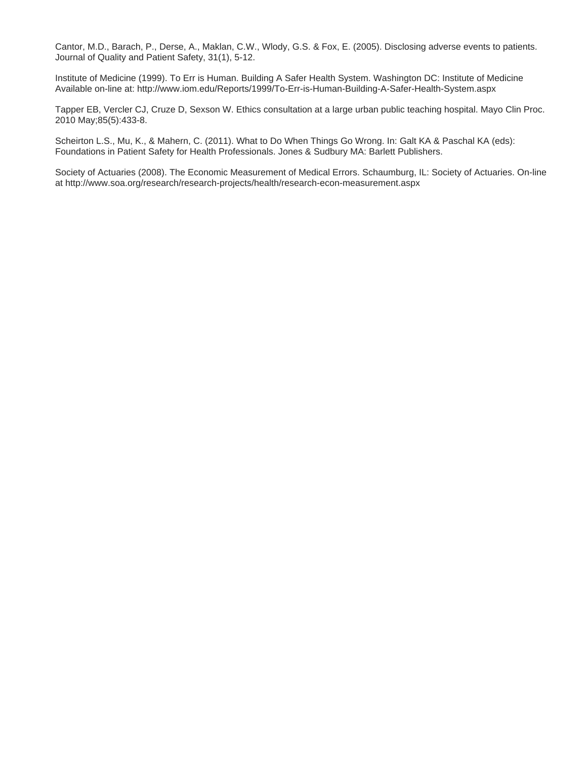Cantor, M.D., Barach, P., Derse, A., Maklan, C.W., Wlody, G.S. & Fox, E. (2005). Disclosing adverse events to patients. Journal of Quality and Patient Safety, 31(1), 5-12.

Institute of Medicine (1999). To Err is Human. Building A Safer Health System. Washington DC: Institute of Medicine Available on-line at: http://www.iom.edu/Reports/1999/To-Err-is-Human-Building-A-Safer-Health-System.aspx

Tapper EB, Vercler CJ, Cruze D, Sexson W. Ethics consultation at a large urban public teaching hospital. Mayo Clin Proc. 2010 May;85(5):433-8.

Scheirton L.S., Mu, K., & Mahern, C. (2011). What to Do When Things Go Wrong. In: Galt KA & Paschal KA (eds): Foundations in Patient Safety for Health Professionals. Jones & Sudbury MA: Barlett Publishers.

Society of Actuaries (2008). The Economic Measurement of Medical Errors. Schaumburg, IL: Society of Actuaries. On-line at http://www.soa.org/research/research-projects/health/research-econ-measurement.aspx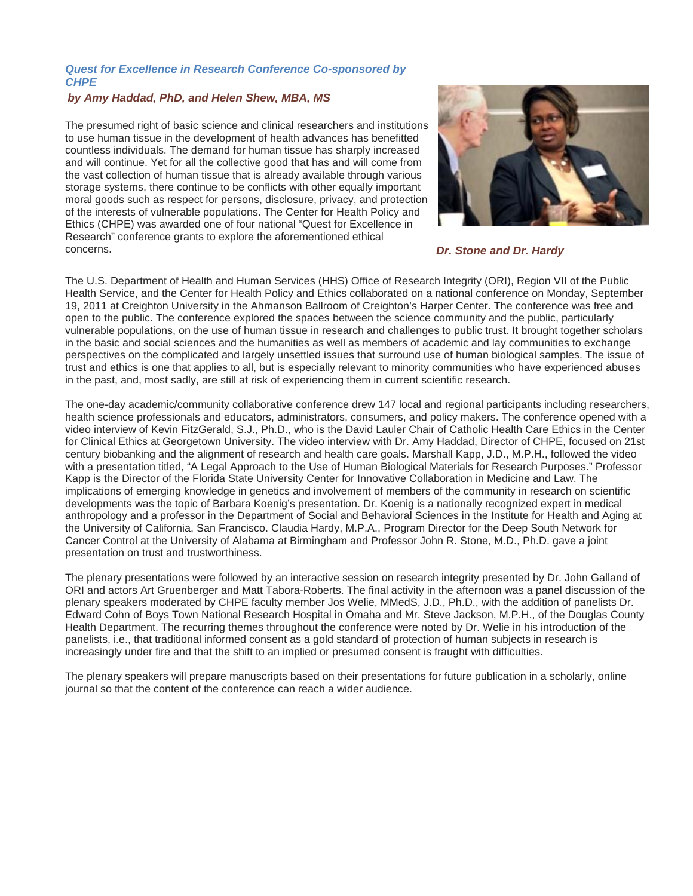### *Quest for Excellence in Research Conference Co-sponsored by CHPE*

***by Amy Haddad, PhD, and Helen Shew, MBA, MS***

The presumed right of basic science and clinical researchers and institutions to use human tissue in the development of health advances has benefitted countless individuals. The demand for human tissue has sharply increased and will continue. Yet for all the collective good that has and will come from the vast collection of human tissue that is already available through various storage systems, there continue to be conflicts with other equally important moral goods such as respect for persons, disclosure, privacy, and protection of the interests of vulnerable populations. The Center for Health Policy and Ethics (CHPE) was awarded one of four national "Quest for Excellence in Research" conference grants to explore the aforementioned ethical concerns.

***Dr. Stone and Dr. Hardy***

The U.S. Department of Health and Human Services (HHS) Office of Research Integrity (ORI), Region VII of the Public Health Service, and the Center for Health Policy and Ethics collaborated on a national conference on Monday, September 19, 2011 at Creighton University in the Ahmanson Ballroom of Creighton's Harper Center. The conference was free and open to the public. The conference explored the spaces between the science community and the public, particularly vulnerable populations, on the use of human tissue in research and challenges to public trust. It brought together scholars in the basic and social sciences and the humanities as well as members of academic and lay communities to exchange perspectives on the complicated and largely unsettled issues that surround use of human biological samples. The issue of trust and ethics is one that applies to all, but is especially relevant to minority communities who have experienced abuses in the past, and, most sadly, are still at risk of experiencing them in current scientific research.

The one-day academic/community collaborative conference drew 147 local and regional participants including researchers, health science professionals and educators, administrators, consumers, and policy makers. The conference opened with a video interview of Kevin FitzGerald, S.J., Ph.D., who is the David Lauler Chair of Catholic Health Care Ethics in the Center for Clinical Ethics at Georgetown University. The video interview with Dr. Amy Haddad, Director of CHPE, focused on 21st century biobanking and the alignment of research and health care goals. Marshall Kapp, J.D., M.P.H., followed the video with a presentation titled, "A Legal Approach to the Use of Human Biological Materials for Research Purposes." Professor Kapp is the Director of the Florida State University Center for Innovative Collaboration in Medicine and Law. The implications of emerging knowledge in genetics and involvement of members of the community in research on scientific developments was the topic of Barbara Koenig's presentation. Dr. Koenig is a nationally recognized expert in medical anthropology and a professor in the Department of Social and Behavioral Sciences in the Institute for Health and Aging at the University of California, San Francisco. Claudia Hardy, M.P.A., Program Director for the Deep South Network for Cancer Control at the University of Alabama at Birmingham and Professor John R. Stone, M.D., Ph.D. gave a joint presentation on trust and trustworthiness.

The plenary presentations were followed by an interactive session on research integrity presented by Dr. John Galland of ORI and actors Art Gruenberger and Matt Tabora-Roberts. The final activity in the afternoon was a panel discussion of the plenary speakers moderated by CHPE faculty member Jos Welie, MMedS, J.D., Ph.D., with the addition of panelists Dr. Edward Cohn of Boys Town National Research Hospital in Omaha and Mr. Steve Jackson, M.P.H., of the Douglas County Health Department. The recurring themes throughout the conference were noted by Dr. Welie in his introduction of the panelists, i.e., that traditional informed consent as a gold standard of protection of human subjects in research is increasingly under fire and that the shift to an implied or presumed consent is fraught with difficulties.

The plenary speakers will prepare manuscripts based on their presentations for future publication in a scholarly, online journal so that the content of the conference can reach a wider audience.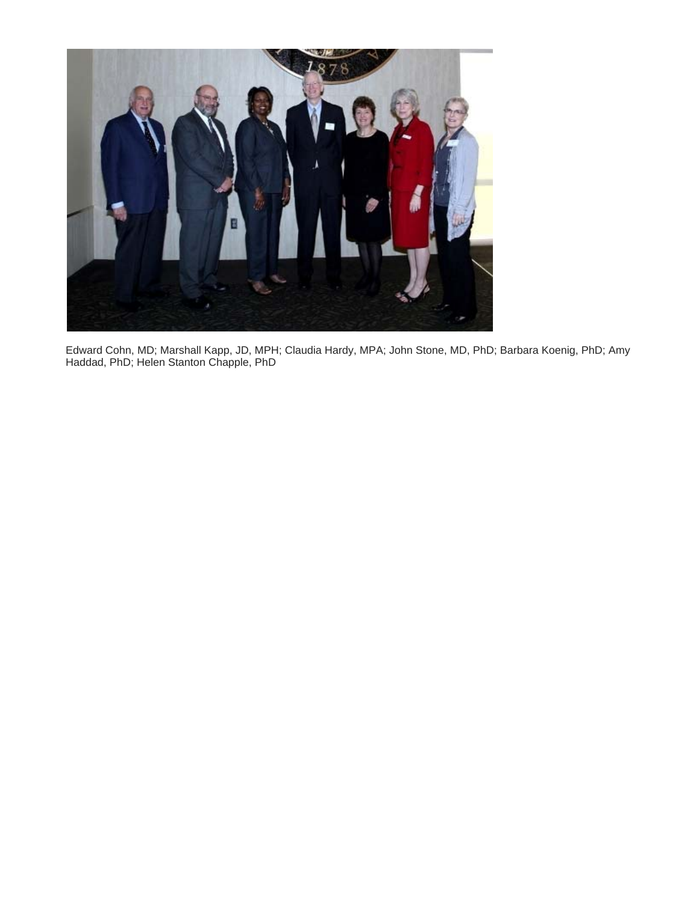Edward Cohn, MD; Marshall Kapp, JD, MPH; Claudia Hardy, MPA; John Stone, MD, PhD; Barbara Koenig, PhD; Amy Haddad, PhD; Helen Stanton Chapple, PhD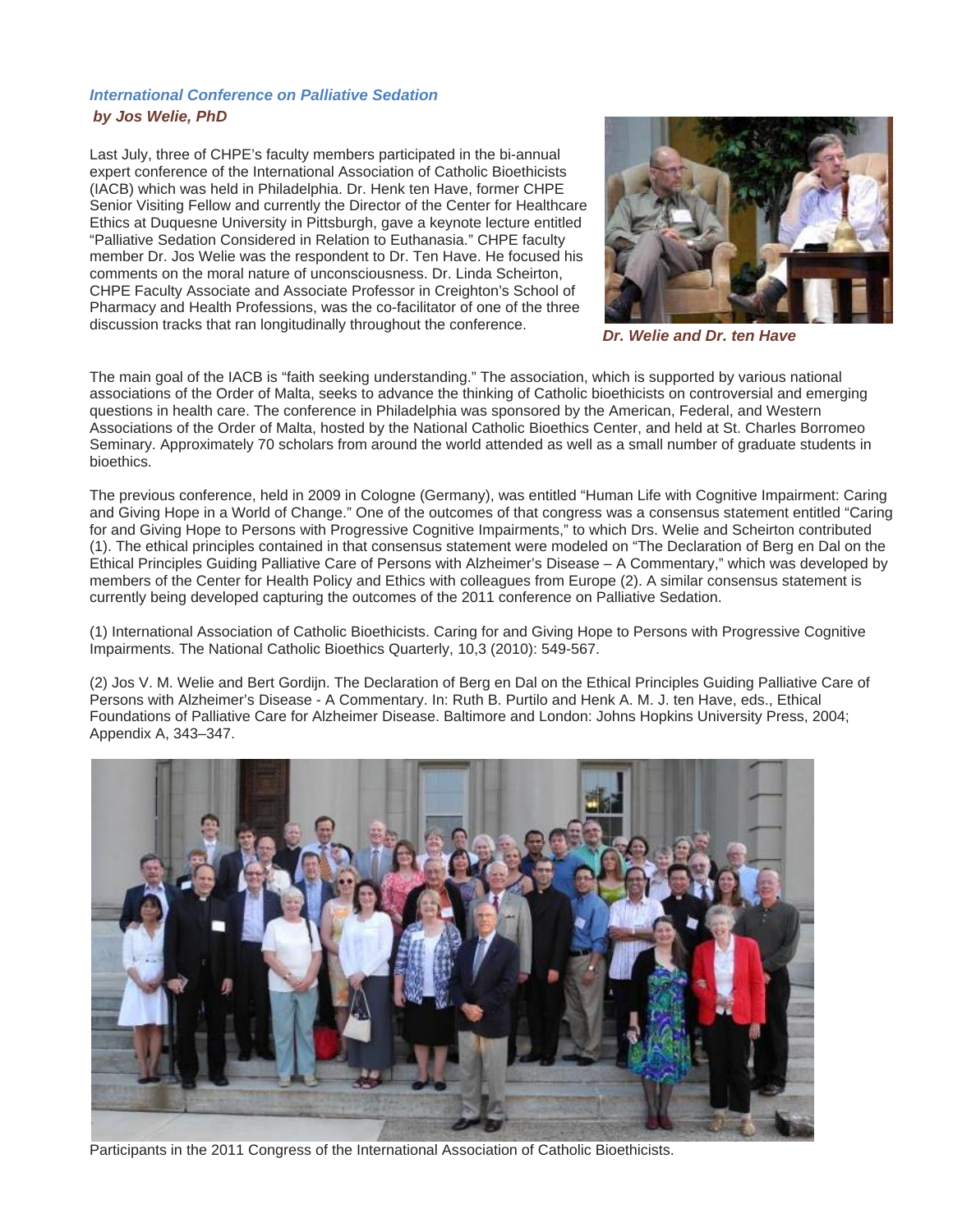## *International Conference on Palliative Sedation*

***by Jos Welie, PhD***

Last July, three of CHPE's faculty members participated in the bi-annual expert conference of the International Association of Catholic Bioethicists (IACB) which was held in Philadelphia. Dr. Henk ten Have, former CHPE Senior Visiting Fellow and currently the Director of the Center for Healthcare Ethics at Duquesne University in Pittsburgh, gave a keynote lecture entitled "Palliative Sedation Considered in Relation to Euthanasia." CHPE faculty member Dr. Jos Welie was the respondent to Dr. Ten Have. He focused his comments on the moral nature of unconsciousness. Dr. Linda Scheirton, CHPE Faculty Associate and Associate Professor in Creighton's School of Pharmacy and Health Professions, was the co-facilitator of one of the three discussion tracks that ran longitudinally throughout the conference.

***Dr. Welie and Dr. ten Have***

The main goal of the IACB is "faith seeking understanding." The association, which is supported by various national associations of the Order of Malta, seeks to advance the thinking of Catholic bioethicists on controversial and emerging questions in health care. The conference in Philadelphia was sponsored by the American, Federal, and Western Associations of the Order of Malta, hosted by the National Catholic Bioethics Center, and held at St. Charles Borromeo Seminary. Approximately 70 scholars from around the world attended as well as a small number of graduate students in bioethics.

The previous conference, held in 2009 in Cologne (Germany), was entitled "Human Life with Cognitive Impairment: Caring and Giving Hope in a World of Change." One of the outcomes of that congress was a consensus statement entitled "Caring for and Giving Hope to Persons with Progressive Cognitive Impairments," to which Drs. Welie and Scheirton contributed (1). The ethical principles contained in that consensus statement were modeled on "The Declaration of Berg en Dal on the Ethical Principles Guiding Palliative Care of Persons with Alzheimer's Disease – A Commentary," which was developed by members of the Center for Health Policy and Ethics with colleagues from Europe (2). A similar consensus statement is currently being developed capturing the outcomes of the 2011 conference on Palliative Sedation.

(1) International Association of Catholic Bioethicists. Caring for and Giving Hope to Persons with Progressive Cognitive Impairments. The National Catholic Bioethics Quarterly, 10,3 (2010): 549-567.

(2) Jos V. M. Welie and Bert Gordijn. The Declaration of Berg en Dal on the Ethical Principles Guiding Palliative Care of Persons with Alzheimer's Disease - A Commentary. In: Ruth B. Purtilo and Henk A. M. J. ten Have, eds., Ethical Foundations of Palliative Care for Alzheimer Disease. Baltimore and London: Johns Hopkins University Press, 2004; Appendix A, 343–347.

Participants in the 2011 Congress of the International Association of Catholic Bioethicists.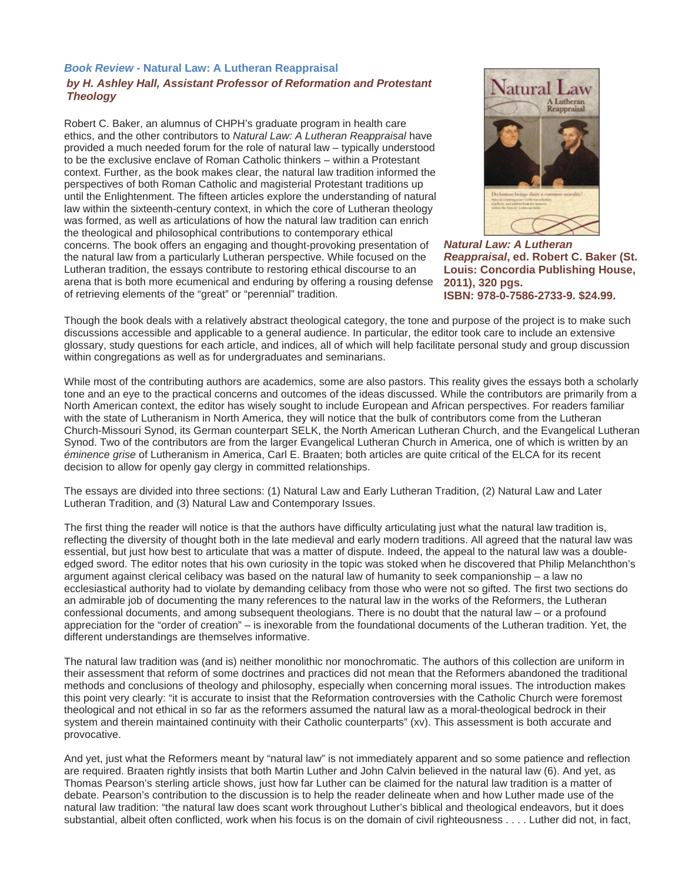## *Book Review* - Natural Law: A Lutheran Reappraisal

### *by H. Ashley Hall, Assistant Professor of Reformation and Protestant Theology*

Robert C. Baker, an alumnus of CHPH's graduate program in health care ethics, and the other contributors to *Natural Law: A Lutheran Reappraisal* have provided a much needed forum for the role of natural law – typically understood to be the exclusive enclave of Roman Catholic thinkers – within a Protestant context. Further, as the book makes clear, the natural law tradition informed the perspectives of both Roman Catholic and magisterial Protestant traditions up until the Enlightenment. The fifteen articles explore the understanding of natural law within the sixteenth-century context, in which the core of Lutheran theology was formed, as well as articulations of how the natural law tradition can enrich the theological and philosophical contributions to contemporary ethical concerns. The book offers an engaging and thought-provoking presentation of the natural law from a particularly Lutheran perspective. While focused on the Lutheran tradition, the essays contribute to restoring ethical discourse to an arena that is both more ecumenical and enduring by offering a rousing defense of retrieving elements of the "great" or "perennial" tradition.

***Natural Law: A Lutheran Reappraisal*, ed. Robert C. Baker (St. Louis: Concordia Publishing House, 2011), 320 pgs. ISBN: 978-0-7586-2733-9. $24.99.**

Though the book deals with a relatively abstract theological category, the tone and purpose of the project is to make such discussions accessible and applicable to a general audience. In particular, the editor took care to include an extensive glossary, study questions for each article, and indices, all of which will help facilitate personal study and group discussion within congregations as well as for undergraduates and seminarians.

While most of the contributing authors are academics, some are also pastors. This reality gives the essays both a scholarly tone and an eye to the practical concerns and outcomes of the ideas discussed. While the contributors are primarily from a North American context, the editor has wisely sought to include European and African perspectives. For readers familiar with the state of Lutheranism in North America, they will notice that the bulk of contributors come from the Lutheran Church-Missouri Synod, its German counterpart SELK, the North American Lutheran Church, and the Evangelical Lutheran Synod. Two of the contributors are from the larger Evangelical Lutheran Church in America, one of which is written by an *éminence grise* of Lutheranism in America, Carl E. Braaten; both articles are quite critical of the ELCA for its recent decision to allow for openly gay clergy in committed relationships.

The essays are divided into three sections: (1) Natural Law and Early Lutheran Tradition, (2) Natural Law and Later Lutheran Tradition, and (3) Natural Law and Contemporary Issues.

The first thing the reader will notice is that the authors have difficulty articulating just what the natural law tradition is, reflecting the diversity of thought both in the late medieval and early modern traditions. All agreed that the natural law was essential, but just how best to articulate that was a matter of dispute. Indeed, the appeal to the natural law was a double-edged sword. The editor notes that his own curiosity in the topic was stoked when he discovered that Philip Melanchthon's argument against clerical celibacy was based on the natural law of humanity to seek companionship – a law no ecclesiastical authority had to violate by demanding celibacy from those who were not so gifted. The first two sections do an admirable job of documenting the many references to the natural law in the works of the Reformers, the Lutheran confessional documents, and among subsequent theologians. There is no doubt that the natural law – or a profound appreciation for the "order of creation" – is inexorable from the foundational documents of the Lutheran tradition. Yet, the different understandings are themselves informative.

The natural law tradition was (and is) neither monolithic nor monochromatic. The authors of this collection are uniform in their assessment that reform of some doctrines and practices did not mean that the Reformers abandoned the traditional methods and conclusions of theology and philosophy, especially when concerning moral issues. The introduction makes this point very clearly: "it is accurate to insist that the Reformation controversies with the Catholic Church were foremost theological and not ethical in so far as the reformers assumed the natural law as a moral-theological bedrock in their system and therein maintained continuity with their Catholic counterparts" (xv). This assessment is both accurate and provocative.

And yet, just what the Reformers meant by "natural law" is not immediately apparent and so some patience and reflection are required. Braaten rightly insists that both Martin Luther and John Calvin believed in the natural law (6). And yet, as Thomas Pearson's sterling article shows, just how far Luther can be claimed for the natural law tradition is a matter of debate. Pearson's contribution to the discussion is to help the reader delineate when and how Luther made use of the natural law tradition: "the natural law does scant work throughout Luther's biblical and theological endeavors, but it does substantial, albeit often conflicted, work when his focus is on the domain of civil righteousness . . . . Luther did not, in fact,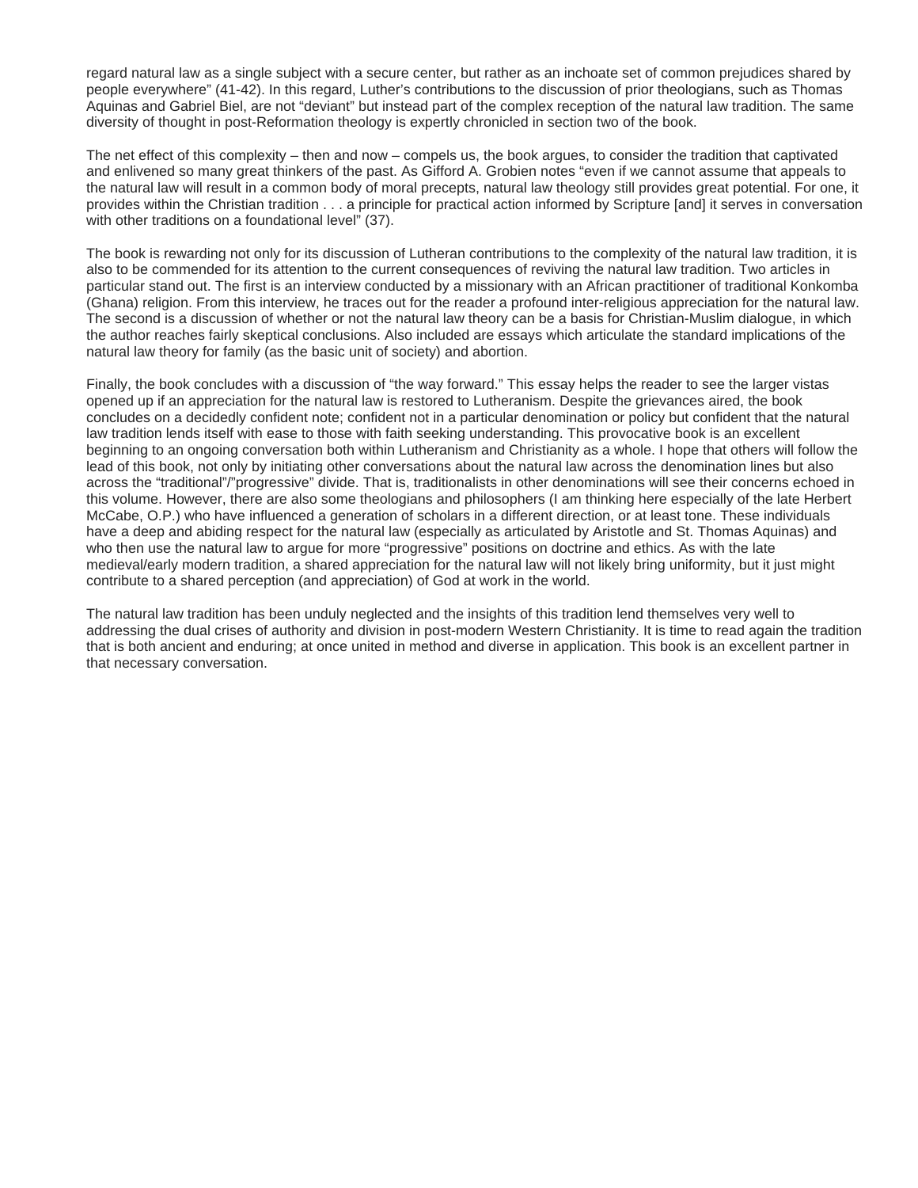regard natural law as a single subject with a secure center, but rather as an inchoate set of common prejudices shared by people everywhere" (41-42). In this regard, Luther's contributions to the discussion of prior theologians, such as Thomas Aquinas and Gabriel Biel, are not "deviant" but instead part of the complex reception of the natural law tradition. The same diversity of thought in post-Reformation theology is expertly chronicled in section two of the book.

The net effect of this complexity – then and now – compels us, the book argues, to consider the tradition that captivated and enlivened so many great thinkers of the past. As Gifford A. Grobien notes "even if we cannot assume that appeals to the natural law will result in a common body of moral precepts, natural law theology still provides great potential. For one, it provides within the Christian tradition . . . a principle for practical action informed by Scripture [and] it serves in conversation with other traditions on a foundational level" (37).

The book is rewarding not only for its discussion of Lutheran contributions to the complexity of the natural law tradition, it is also to be commended for its attention to the current consequences of reviving the natural law tradition. Two articles in particular stand out. The first is an interview conducted by a missionary with an African practitioner of traditional Konkomba (Ghana) religion. From this interview, he traces out for the reader a profound inter-religious appreciation for the natural law. The second is a discussion of whether or not the natural law theory can be a basis for Christian-Muslim dialogue, in which the author reaches fairly skeptical conclusions. Also included are essays which articulate the standard implications of the natural law theory for family (as the basic unit of society) and abortion.

Finally, the book concludes with a discussion of "the way forward." This essay helps the reader to see the larger vistas opened up if an appreciation for the natural law is restored to Lutheranism. Despite the grievances aired, the book concludes on a decidedly confident note; confident not in a particular denomination or policy but confident that the natural law tradition lends itself with ease to those with faith seeking understanding. This provocative book is an excellent beginning to an ongoing conversation both within Lutheranism and Christianity as a whole. I hope that others will follow the lead of this book, not only by initiating other conversations about the natural law across the denomination lines but also across the "traditional"/"progressive" divide. That is, traditionalists in other denominations will see their concerns echoed in this volume. However, there are also some theologians and philosophers (I am thinking here especially of the late Herbert McCabe, O.P.) who have influenced a generation of scholars in a different direction, or at least tone. These individuals have a deep and abiding respect for the natural law (especially as articulated by Aristotle and St. Thomas Aquinas) and who then use the natural law to argue for more "progressive" positions on doctrine and ethics. As with the late medieval/early modern tradition, a shared appreciation for the natural law will not likely bring uniformity, but it just might contribute to a shared perception (and appreciation) of God at work in the world.

The natural law tradition has been unduly neglected and the insights of this tradition lend themselves very well to addressing the dual crises of authority and division in post-modern Western Christianity. It is time to read again the tradition that is both ancient and enduring; at once united in method and diverse in application. This book is an excellent partner in that necessary conversation.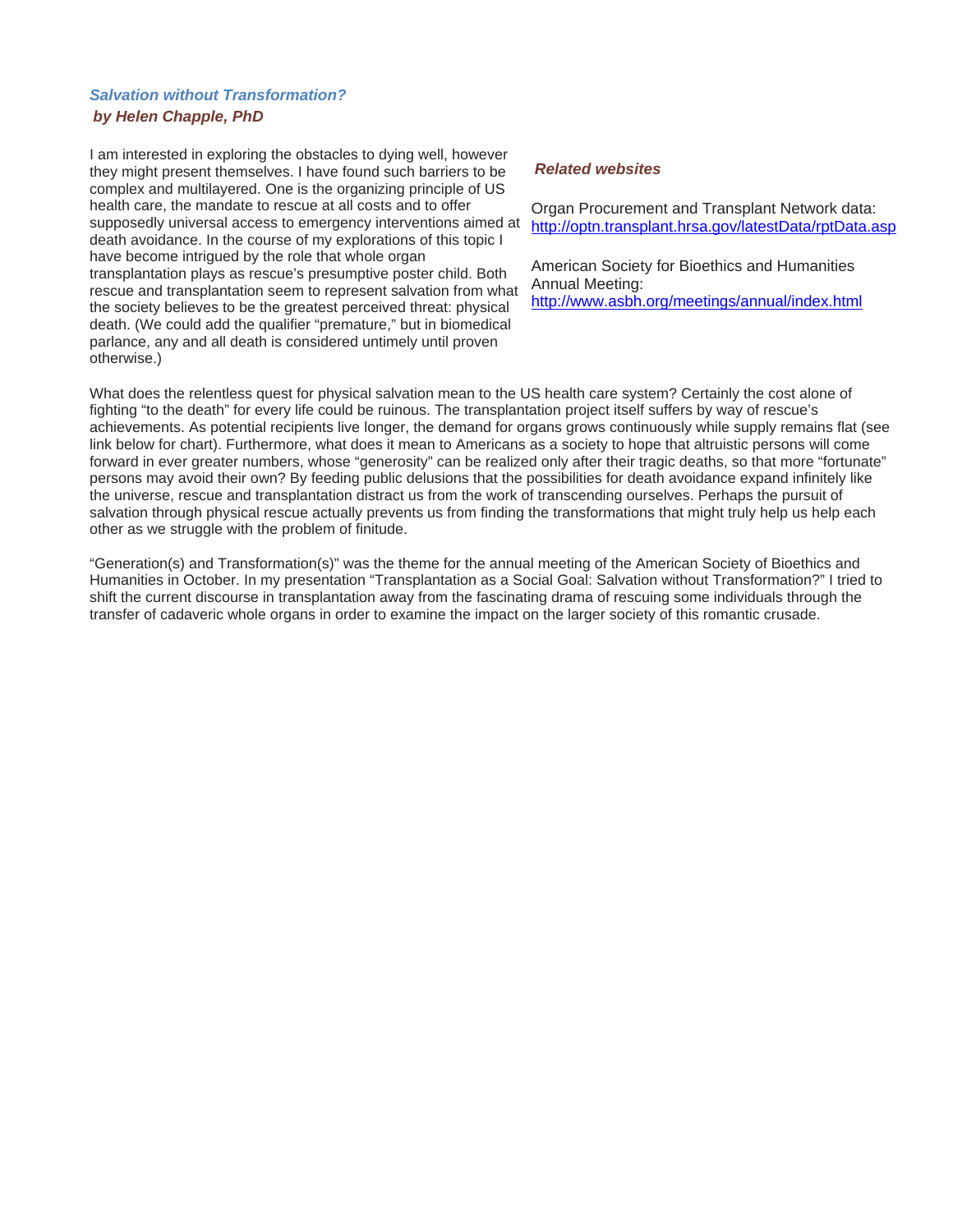## *Salvation without Transformation?*

***by Helen Chapple, PhD***

I am interested in exploring the obstacles to dying well, however they might present themselves. I have found such barriers to be complex and multilayered. One is the organizing principle of US health care, the mandate to rescue at all costs and to offer supposedly universal access to emergency interventions aimed at death avoidance. In the course of my explorations of this topic I have become intrigued by the role that whole organ transplantation plays as rescue's presumptive poster child. Both rescue and transplantation seem to represent salvation from what the society believes to be the greatest perceived threat: physical death. (We could add the qualifier "premature," but in biomedical parlance, any and all death is considered untimely until proven otherwise.)

What does the relentless quest for physical salvation mean to the US health care system? Certainly the cost alone of fighting "to the death" for every life could be ruinous. The transplantation project itself suffers by way of rescue's achievements. As potential recipients live longer, the demand for organs grows continuously while supply remains flat (see link below for chart). Furthermore, what does it mean to Americans as a society to hope that altruistic persons will come forward in ever greater numbers, whose "generosity" can be realized only after their tragic deaths, so that more "fortunate" persons may avoid their own? By feeding public delusions that the possibilities for death avoidance expand infinitely like the universe, rescue and transplantation distract us from the work of transcending ourselves. Perhaps the pursuit of salvation through physical rescue actually prevents us from finding the transformations that might truly help us help each other as we struggle with the problem of finitude.

"Generation(s) and Transformation(s)" was the theme for the annual meeting of the American Society of Bioethics and Humanities in October. In my presentation "Transplantation as a Social Goal: Salvation without Transformation?" I tried to shift the current discourse in transplantation away from the fascinating drama of rescuing some individuals through the transfer of cadaveric whole organs in order to examine the impact on the larger society of this romantic crusade.

### *Related websites*

Organ Procurement and Transplant Network data:
http://optn.transplant.hrsa.gov/latestData/rptData.asp

American Society for Bioethics and Humanities Annual Meeting:
http://www.asbh.org/meetings/annual/index.html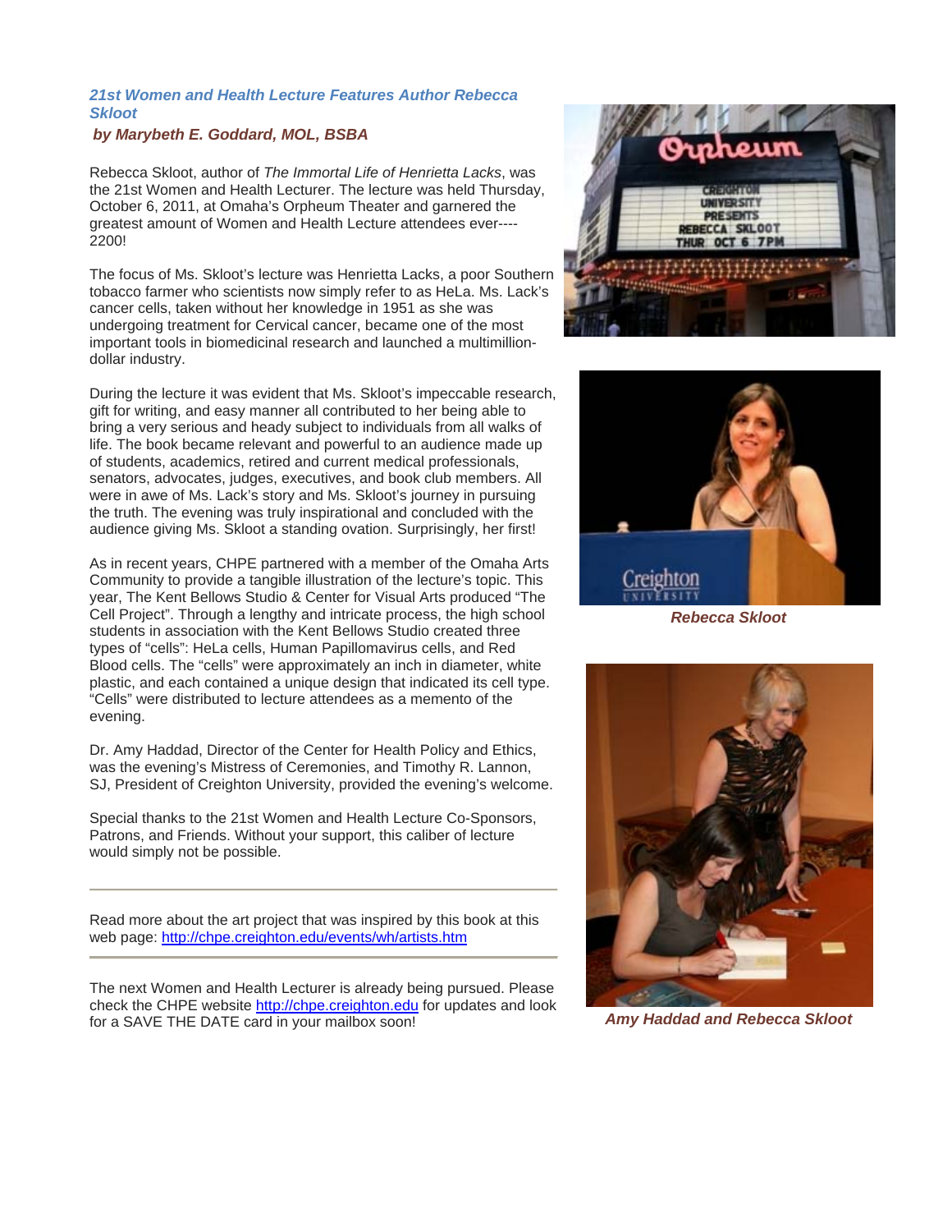### *21st Women and Health Lecture Features Author Rebecca Skloot*

***by Marybeth E. Goddard, MOL, BSBA***

Rebecca Skloot, author of *The Immortal Life of Henrietta Lacks*, was the 21st Women and Health Lecturer. The lecture was held Thursday, October 6, 2011, at Omaha's Orpheum Theater and garnered the greatest amount of Women and Health Lecture attendees ever----2200!

The focus of Ms. Skloot's lecture was Henrietta Lacks, a poor Southern tobacco farmer who scientists now simply refer to as HeLa. Ms. Lack's cancer cells, taken without her knowledge in 1951 as she was undergoing treatment for Cervical cancer, became one of the most important tools in biomedicinal research and launched a multimillion-dollar industry.

During the lecture it was evident that Ms. Skloot's impeccable research, gift for writing, and easy manner all contributed to her being able to bring a very serious and heady subject to individuals from all walks of life. The book became relevant and powerful to an audience made up of students, academics, retired and current medical professionals, senators, advocates, judges, executives, and book club members. All were in awe of Ms. Lack's story and Ms. Skloot's journey in pursuing the truth. The evening was truly inspirational and concluded with the audience giving Ms. Skloot a standing ovation. Surprisingly, her first!

As in recent years, CHPE partnered with a member of the Omaha Arts Community to provide a tangible illustration of the lecture's topic. This year, The Kent Bellows Studio & Center for Visual Arts produced "The Cell Project". Through a lengthy and intricate process, the high school students in association with the Kent Bellows Studio created three types of "cells": HeLa cells, Human Papillomavirus cells, and Red Blood cells. The "cells" were approximately an inch in diameter, white plastic, and each contained a unique design that indicated its cell type. "Cells" were distributed to lecture attendees as a memento of the evening.

Dr. Amy Haddad, Director of the Center for Health Policy and Ethics, was the evening's Mistress of Ceremonies, and Timothy R. Lannon, SJ, President of Creighton University, provided the evening's welcome.

Special thanks to the 21st Women and Health Lecture Co-Sponsors, Patrons, and Friends. Without your support, this caliber of lecture would simply not be possible.

---

Read more about the art project that was inspired by this book at this web page: http://chpe.creighton.edu/events/wh/artists.htm

---

The next Women and Health Lecturer is already being pursued. Please check the CHPE website http://chpe.creighton.edu for updates and look for a SAVE THE DATE card in your mailbox soon!

***Rebecca Skloot***

***Amy Haddad and Rebecca Skloot***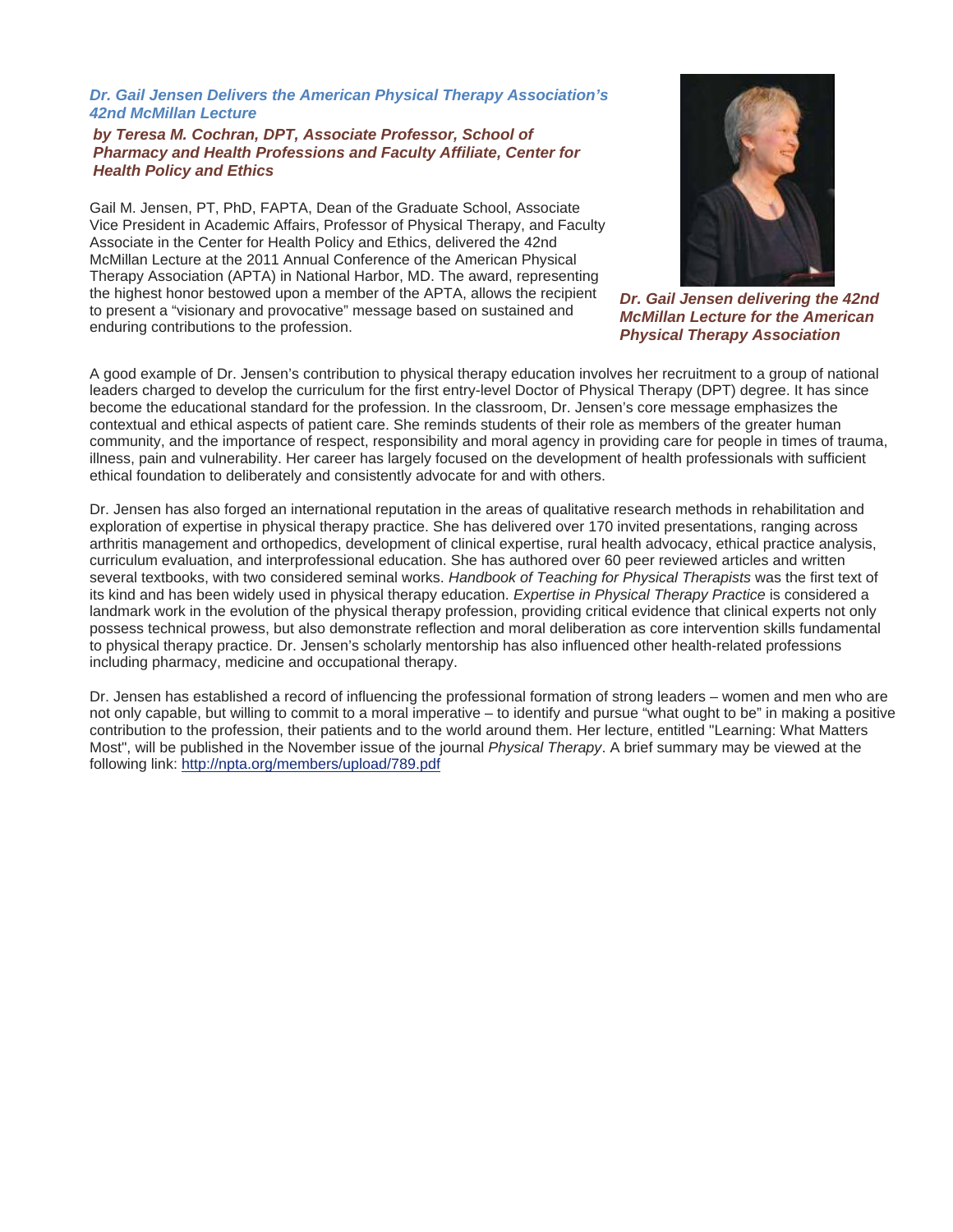### *Dr. Gail Jensen Delivers the American Physical Therapy Association's 42nd McMillan Lecture*

***by Teresa M. Cochran, DPT, Associate Professor, School of Pharmacy and Health Professions and Faculty Affiliate, Center for Health Policy and Ethics***

Gail M. Jensen, PT, PhD, FAPTA, Dean of the Graduate School, Associate Vice President in Academic Affairs, Professor of Physical Therapy, and Faculty Associate in the Center for Health Policy and Ethics, delivered the 42nd McMillan Lecture at the 2011 Annual Conference of the American Physical Therapy Association (APTA) in National Harbor, MD. The award, representing the highest honor bestowed upon a member of the APTA, allows the recipient to present a "visionary and provocative" message based on sustained and enduring contributions to the profession.

***Dr. Gail Jensen delivering the 42nd McMillan Lecture for the American Physical Therapy Association***

A good example of Dr. Jensen's contribution to physical therapy education involves her recruitment to a group of national leaders charged to develop the curriculum for the first entry-level Doctor of Physical Therapy (DPT) degree. It has since become the educational standard for the profession. In the classroom, Dr. Jensen's core message emphasizes the contextual and ethical aspects of patient care. She reminds students of their role as members of the greater human community, and the importance of respect, responsibility and moral agency in providing care for people in times of trauma, illness, pain and vulnerability. Her career has largely focused on the development of health professionals with sufficient ethical foundation to deliberately and consistently advocate for and with others.

Dr. Jensen has also forged an international reputation in the areas of qualitative research methods in rehabilitation and exploration of expertise in physical therapy practice. She has delivered over 170 invited presentations, ranging across arthritis management and orthopedics, development of clinical expertise, rural health advocacy, ethical practice analysis, curriculum evaluation, and interprofessional education. She has authored over 60 peer reviewed articles and written several textbooks, with two considered seminal works. *Handbook of Teaching for Physical Therapists* was the first text of its kind and has been widely used in physical therapy education. *Expertise in Physical Therapy Practice* is considered a landmark work in the evolution of the physical therapy profession, providing critical evidence that clinical experts not only possess technical prowess, but also demonstrate reflection and moral deliberation as core intervention skills fundamental to physical therapy practice. Dr. Jensen's scholarly mentorship has also influenced other health-related professions including pharmacy, medicine and occupational therapy.

Dr. Jensen has established a record of influencing the professional formation of strong leaders – women and men who are not only capable, but willing to commit to a moral imperative – to identify and pursue "what ought to be" in making a positive contribution to the profession, their patients and to the world around them. Her lecture, entitled "Learning: What Matters Most", will be published in the November issue of the journal *Physical Therapy*. A brief summary may be viewed at the following link: [http://npta.org/members/upload/789.pdf](http://npta.org/members/upload/789.pdf)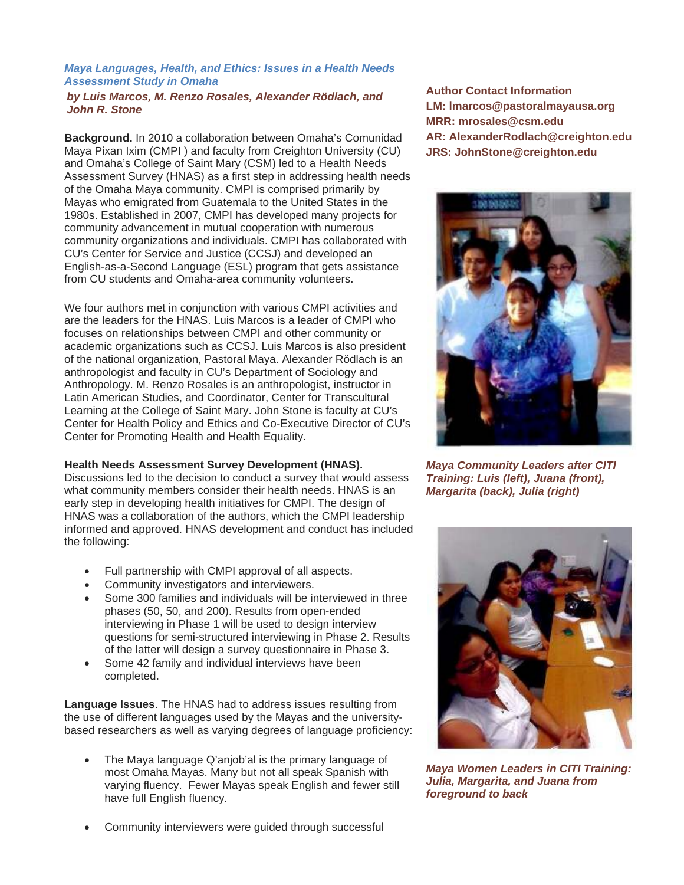### *Maya Languages, Health, and Ethics: Issues in a Health Needs Assessment Study in Omaha*

***by Luis Marcos, M. Renzo Rosales, Alexander Rödlach, and John R. Stone***

**Author Contact Information**
**LM: lmarcos@pastoralmayausa.org**
**MRR: mrosales@csm.edu**
**AR: AlexanderRodlach@creighton.edu**
**JRS: JohnStone@creighton.edu**

**Background.** In 2010 a collaboration between Omaha's Comunidad Maya Pixan Ixim (CMPI ) and faculty from Creighton University (CU) and Omaha's College of Saint Mary (CSM) led to a Health Needs Assessment Survey (HNAS) as a first step in addressing health needs of the Omaha Maya community. CMPI is comprised primarily by Mayas who emigrated from Guatemala to the United States in the 1980s. Established in 2007, CMPI has developed many projects for community advancement in mutual cooperation with numerous community organizations and individuals. CMPI has collaborated with CU's Center for Service and Justice (CCSJ) and developed an English-as-a-Second Language (ESL) program that gets assistance from CU students and Omaha-area community volunteers.

We four authors met in conjunction with various CMPI activities and are the leaders for the HNAS. Luis Marcos is a leader of CMPI who focuses on relationships between CMPI and other community or academic organizations such as CCSJ. Luis Marcos is also president of the national organization, Pastoral Maya. Alexander Rödlach is an anthropologist and faculty in CU's Department of Sociology and Anthropology. M. Renzo Rosales is an anthropologist, instructor in Latin American Studies, and Coordinator, Center for Transcultural Learning at the College of Saint Mary. John Stone is faculty at CU's Center for Health Policy and Ethics and Co-Executive Director of CU's Center for Promoting Health and Health Equality.

*Maya Community Leaders after CITI Training: Luis (left), Juana (front), Margarita (back), Julia (right)*

**Health Needs Assessment Survey Development (HNAS).**
Discussions led to the decision to conduct a survey that would assess what community members consider their health needs. HNAS is an early step in developing health initiatives for CMPI. The design of HNAS was a collaboration of the authors, which the CMPI leadership informed and approved. HNAS development and conduct has included the following:

- Full partnership with CMPI approval of all aspects.
- Community investigators and interviewers.
- Some 300 families and individuals will be interviewed in three phases (50, 50, and 200). Results from open-ended interviewing in Phase 1 will be used to design interview questions for semi-structured interviewing in Phase 2. Results of the latter will design a survey questionnaire in Phase 3.
- Some 42 family and individual interviews have been completed.

*Maya Women Leaders in CITI Training: Julia, Margarita, and Juana from foreground to back*

**Language Issues**. The HNAS had to address issues resulting from the use of different languages used by the Mayas and the university-based researchers as well as varying degrees of language proficiency:

- The Maya language Q'anjob'al is the primary language of most Omaha Mayas. Many but not all speak Spanish with varying fluency. Fewer Mayas speak English and fewer still have full English fluency.
- Community interviewers were guided through successful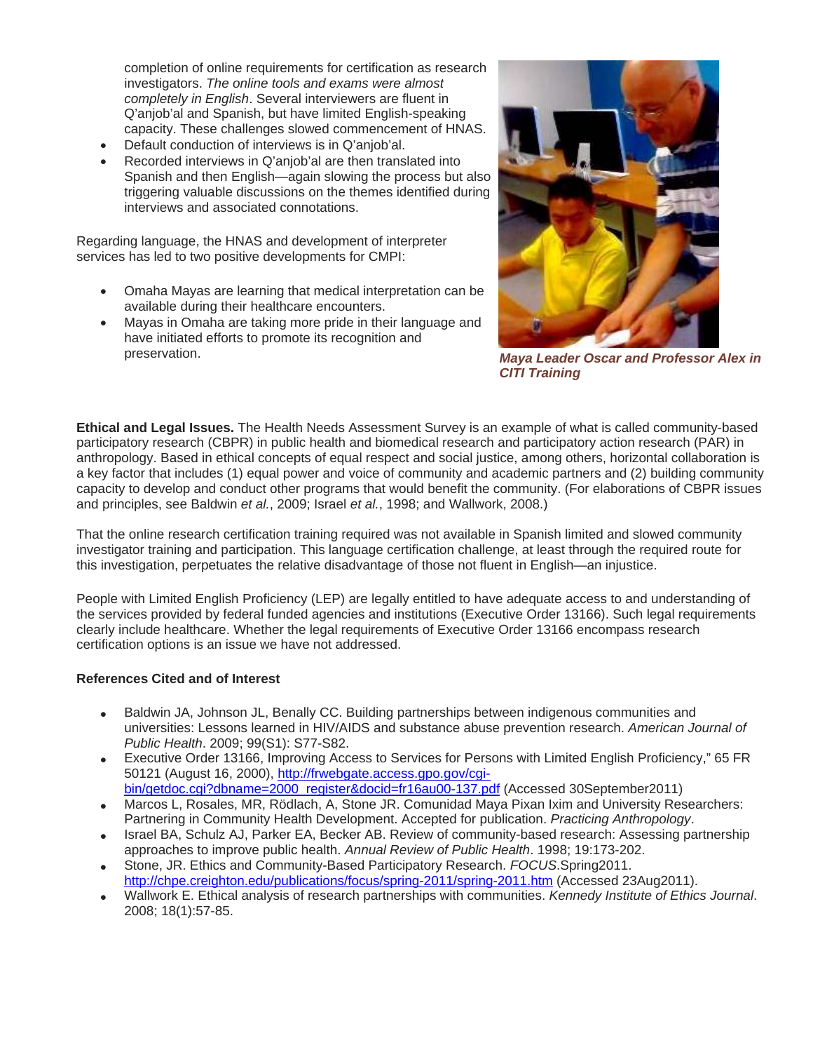completion of online requirements for certification as research investigators. *The online tools and exams were almost completely in English*. Several interviewers are fluent in Q'anjob'al and Spanish, but have limited English-speaking capacity. These challenges slowed commencement of HNAS.

- Default conduction of interviews is in Q'anjob'al.
- Recorded interviews in Q'anjob'al are then translated into Spanish and then English—again slowing the process but also triggering valuable discussions on the themes identified during interviews and associated connotations.

Regarding language, the HNAS and development of interpreter services has led to two positive developments for CMPI:

- Omaha Mayas are learning that medical interpretation can be available during their healthcare encounters.
- Mayas in Omaha are taking more pride in their language and have initiated efforts to promote its recognition and preservation.

***Maya Leader Oscar and Professor Alex in CITI Training***

**Ethical and Legal Issues.** The Health Needs Assessment Survey is an example of what is called community-based participatory research (CBPR) in public health and biomedical research and participatory action research (PAR) in anthropology. Based in ethical concepts of equal respect and social justice, among others, horizontal collaboration is a key factor that includes (1) equal power and voice of community and academic partners and (2) building community capacity to develop and conduct other programs that would benefit the community. (For elaborations of CBPR issues and principles, see Baldwin *et al.*, 2009; Israel *et al.*, 1998; and Wallwork, 2008.)

That the online research certification training required was not available in Spanish limited and slowed community investigator training and participation. This language certification challenge, at least through the required route for this investigation, perpetuates the relative disadvantage of those not fluent in English—an injustice.

People with Limited English Proficiency (LEP) are legally entitled to have adequate access to and understanding of the services provided by federal funded agencies and institutions (Executive Order 13166). Such legal requirements clearly include healthcare. Whether the legal requirements of Executive Order 13166 encompass research certification options is an issue we have not addressed.

**References Cited and of Interest**

- Baldwin JA, Johnson JL, Benally CC. Building partnerships between indigenous communities and universities: Lessons learned in HIV/AIDS and substance abuse prevention research. *American Journal of Public Health*. 2009; 99(S1): S77-S82.
- Executive Order 13166, Improving Access to Services for Persons with Limited English Proficiency," 65 FR 50121 (August 16, 2000), http://frwebgate.access.gpo.gov/cgi-bin/getdoc.cgi?dbname=2000_register&docid=fr16au00-137.pdf (Accessed 30September2011)
- Marcos L, Rosales, MR, Rödlach, A, Stone JR. Comunidad Maya Pixan Ixim and University Researchers: Partnering in Community Health Development. Accepted for publication. *Practicing Anthropology*.
- Israel BA, Schulz AJ, Parker EA, Becker AB. Review of community-based research: Assessing partnership approaches to improve public health. *Annual Review of Public Health*. 1998; 19:173-202.
- Stone, JR. Ethics and Community-Based Participatory Research. *FOCUS*.Spring2011. http://chpe.creighton.edu/publications/focus/spring-2011/spring-2011.htm (Accessed 23Aug2011).
- Wallwork E. Ethical analysis of research partnerships with communities. *Kennedy Institute of Ethics Journal*. 2008; 18(1):57-85.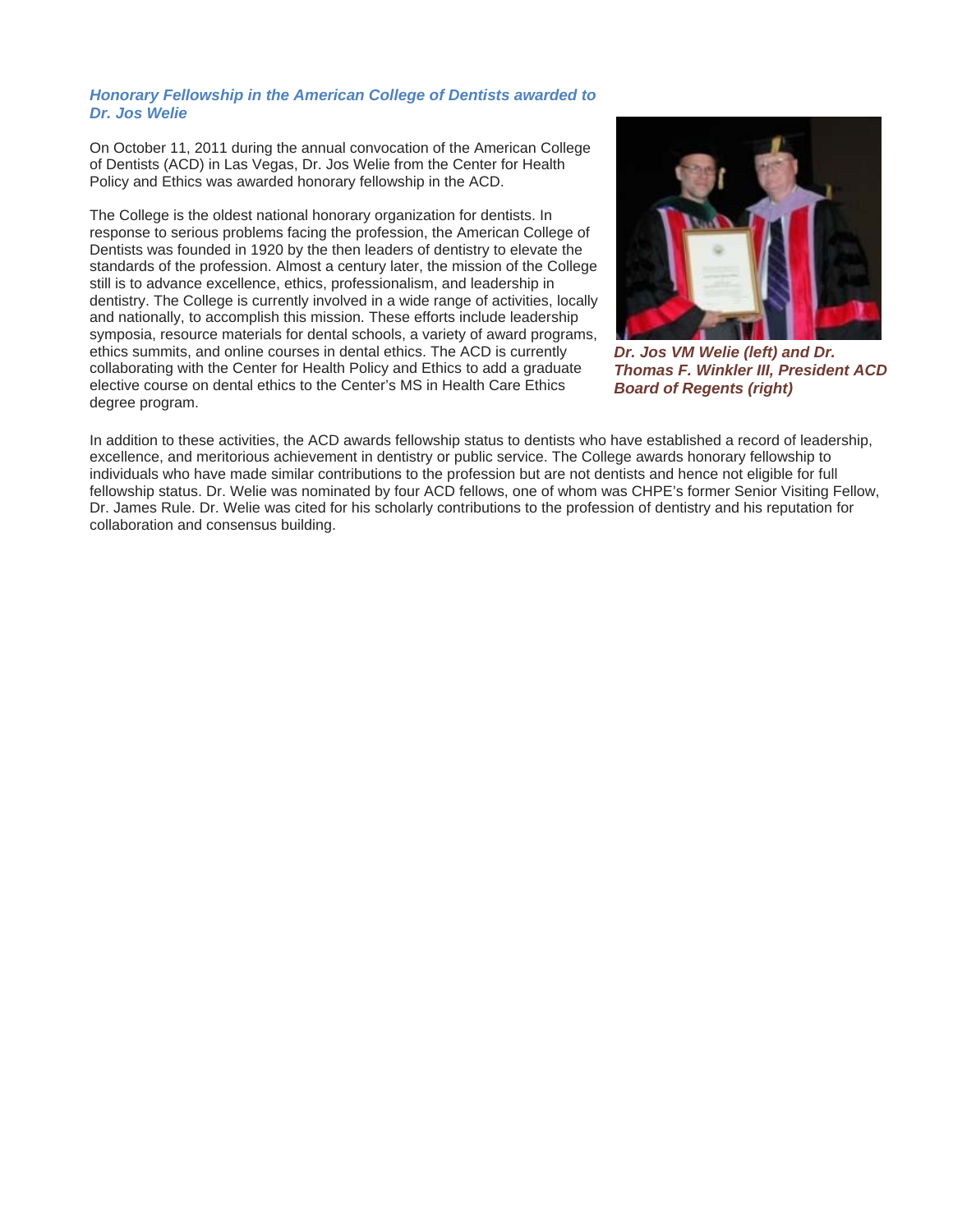### *Honorary Fellowship in the American College of Dentists awarded to Dr. Jos Welie*

On October 11, 2011 during the annual convocation of the American College of Dentists (ACD) in Las Vegas, Dr. Jos Welie from the Center for Health Policy and Ethics was awarded honorary fellowship in the ACD.

The College is the oldest national honorary organization for dentists. In response to serious problems facing the profession, the American College of Dentists was founded in 1920 by the then leaders of dentistry to elevate the standards of the profession. Almost a century later, the mission of the College still is to advance excellence, ethics, professionalism, and leadership in dentistry. The College is currently involved in a wide range of activities, locally and nationally, to accomplish this mission. These efforts include leadership symposia, resource materials for dental schools, a variety of award programs, ethics summits, and online courses in dental ethics. The ACD is currently collaborating with the Center for Health Policy and Ethics to add a graduate elective course on dental ethics to the Center's MS in Health Care Ethics degree program.

***Dr. Jos VM Welie (left) and Dr. Thomas F. Winkler III, President ACD Board of Regents (right)***

In addition to these activities, the ACD awards fellowship status to dentists who have established a record of leadership, excellence, and meritorious achievement in dentistry or public service. The College awards honorary fellowship to individuals who have made similar contributions to the profession but are not dentists and hence not eligible for full fellowship status. Dr. Welie was nominated by four ACD fellows, one of whom was CHPE's former Senior Visiting Fellow, Dr. James Rule. Dr. Welie was cited for his scholarly contributions to the profession of dentistry and his reputation for collaboration and consensus building.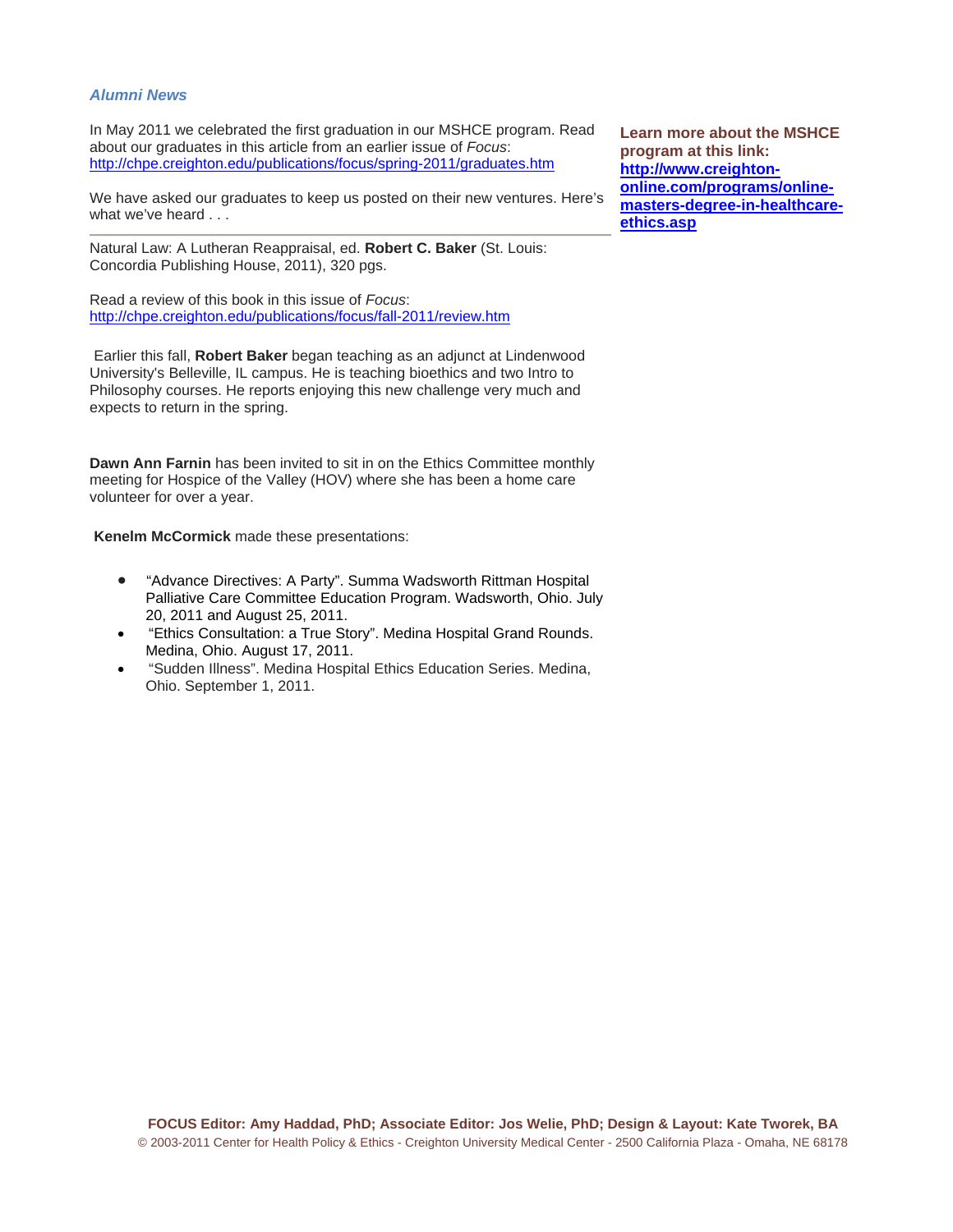### *Alumni News*

In May 2011 we celebrated the first graduation in our MSHCE program. Read about our graduates in this article from an earlier issue of *Focus*: http://chpe.creighton.edu/publications/focus/spring-2011/graduates.htm

We have asked our graduates to keep us posted on their new ventures. Here's what we've heard . . .

---

Natural Law: A Lutheran Reappraisal, ed. **Robert C. Baker** (St. Louis: Concordia Publishing House, 2011), 320 pgs.

Read a review of this book in this issue of *Focus*: http://chpe.creighton.edu/publications/focus/fall-2011/review.htm

Earlier this fall, **Robert Baker** began teaching as an adjunct at Lindenwood University's Belleville, IL campus. He is teaching bioethics and two Intro to Philosophy courses. He reports enjoying this new challenge very much and expects to return in the spring.

**Dawn Ann Farnin** has been invited to sit in on the Ethics Committee monthly meeting for Hospice of the Valley (HOV) where she has been a home care volunteer for over a year.

**Kenelm McCormick** made these presentations:

- "Advance Directives: A Party". Summa Wadsworth Rittman Hospital Palliative Care Committee Education Program. Wadsworth, Ohio. July 20, 2011 and August 25, 2011.
- "Ethics Consultation: a True Story". Medina Hospital Grand Rounds. Medina, Ohio. August 17, 2011.
- "Sudden Illness". Medina Hospital Ethics Education Series. Medina, Ohio. September 1, 2011.

**Learn more about the MSHCE program at this link: http://www.creighton-online.com/programs/online-masters-degree-in-healthcare-ethics.asp**

**FOCUS Editor: Amy Haddad, PhD; Associate Editor: Jos Welie, PhD; Design & Layout: Kate Tworek, BA**

© 2003-2011 Center for Health Policy & Ethics - Creighton University Medical Center - 2500 California Plaza - Omaha, NE 68178